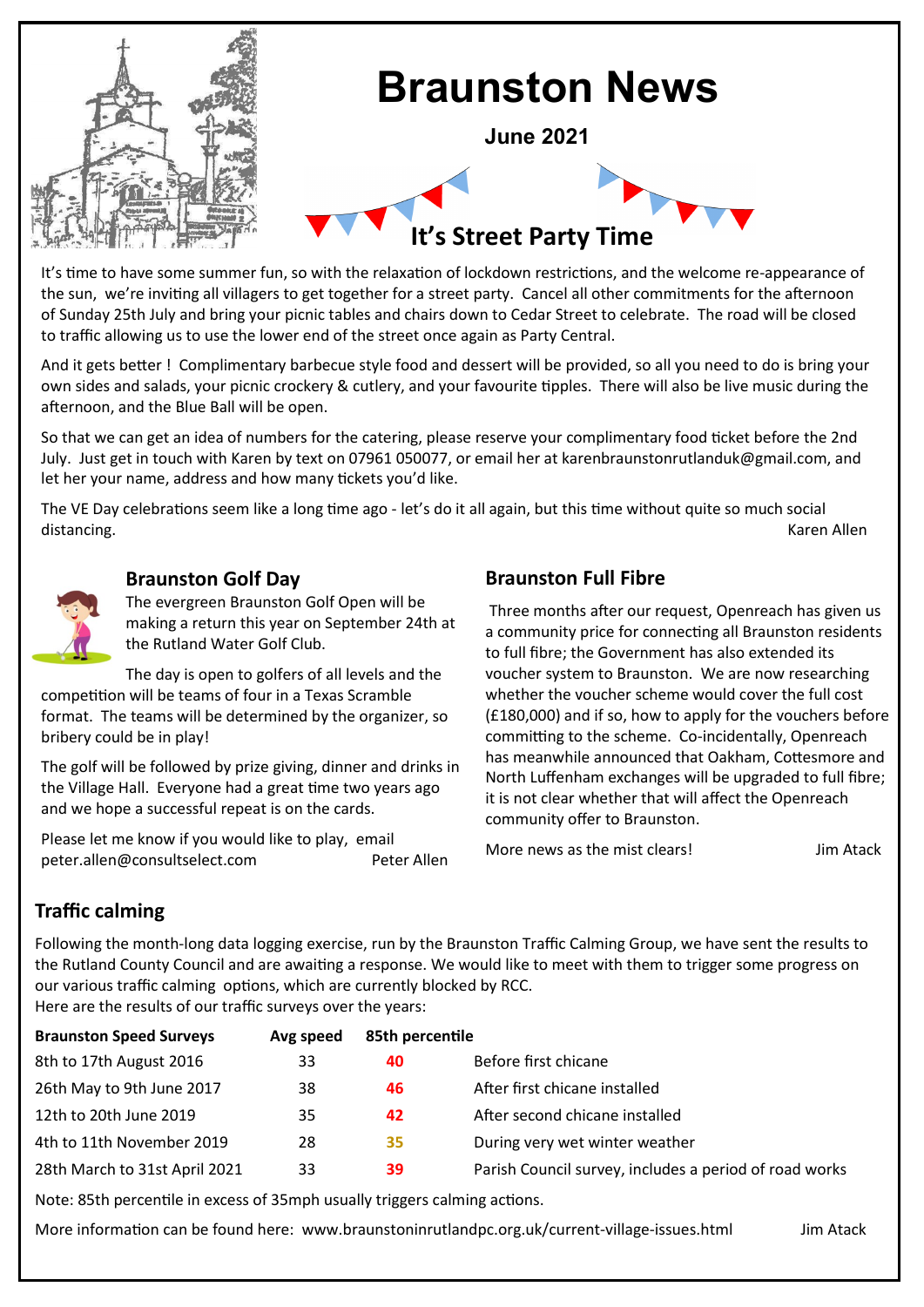# Braunston News

**June 2021**

## It's Street Party Time

It's time to have some summer fun, so with the relaxation of lockdown restrictions, and the welcome re-appearance of the sun, we're inviting all villagers to get together for a street party. Cancel all other commitments for the afternoon of Sunday 25th July and bring your picnic tables and chairs down to Cedar Street to celebrate. The road will be closed to traffic allowing us to use the lower end of the street once again as Party Central.

And it gets better ! Complimentary barbecue style food and dessert will be provided, so all you need to do is bring your own sides and salads, your picnic crockery & cutlery, and your favourite tipples. There will also be live music during the afternoon, and the Blue Ball will be open.

So that we can get an idea of numbers for the catering, please reserve your complimentary food ticket before the 2nd July. Just get in touch with Karen by text on 07961 050077, or email her at karenbraunstonrutlanduk@gmail.com, and let her your name, address and how many tickets you'd like.

The VE Day celebrations seem like a long time ago - let's do it all again, but this time without quite so much social distancing.

Karen Allen

## Braunston Golf Day

The evergreen Braunston Golf Open will be making a return this year on September 24th at the Rutland Water Golf Club.

The day is open to golfers of all levels and the competition will be teams of four in a Texas Scramble format. The teams will be determined by the organizer, so bribery could be in play!

The golf will be followed by prize giving, dinner and drinks in the Village Hall. Everyone had a great time two years ago and we hope a successful repeat is on the cards.

Please let me know if you would like to play, email peter.allen@consultselect.com

Peter Allen

## Braunston Full Fibre

Three months after our request, Openreach has given us a community price for connecting all Braunston residents to full fibre; the Government has also extended its voucher system to Braunston. We are now researching whether the voucher scheme would cover the full cost (£180,000) and if so, how to apply for the vouchers before committing to the scheme. Co-incidentally, Openreach has meanwhile announced that Oakham, Cottesmore and North Luffenham exchanges will be upgraded to full fibre; it is not clear whether that will affect the Openreach community offer to Braunston.

More news as the mist clears!

Jim Atack

## Traffic calming

Following the month-long data logging exercise, run by the Braunston Traffic Calming Group, we have sent the results to the Rutland County Council and are awaiting a response. We would like to meet with them to trigger some progress on our various traffic calming options, which are currently blocked by RCC.
Here are the results of our traffic surveys over the years:

| Braunston Speed Surveys | Avg speed | 85th percentile | |
|---|---|---|---|
| 8th to 17th August 2016 | 33 | 40 | Before first chicane |
| 26th May to 9th June 2017 | 38 | 46 | After first chicane installed |
| 12th to 20th June 2019 | 35 | 42 | After second chicane installed |
| 4th to 11th November 2019 | 28 | 35 | During very wet winter weather |
| 28th March to 31st April 2021 | 33 | 39 | Parish Council survey, includes a period of road works |

Note: 85th percentile in excess of 35mph usually triggers calming actions.

More information can be found here: www.braunstoninrutlandpc.org.uk/current-village-issues.html

Jim Atack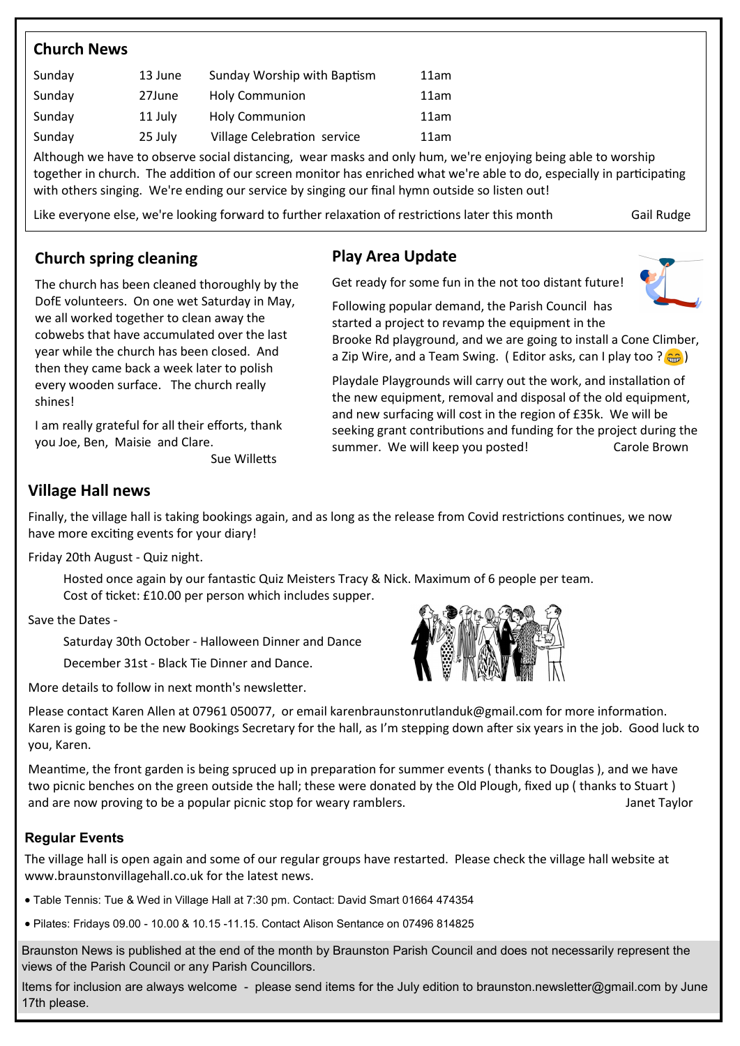## Church News

| | | | |
|---|---|---|---|
| Sunday | 13 June | Sunday Worship with Baptism | 11am |
| Sunday | 27June | Holy Communion | 11am |
| Sunday | 11 July | Holy Communion | 11am |
| Sunday | 25 July | Village Celebration service | 11am |

Although we have to observe social distancing, wear masks and only hum, we're enjoying being able to worship together in church. The addition of our screen monitor has enriched what we're able to do, especially in participating with others singing. We're ending our service by singing our final hymn outside so listen out!

Like everyone else, we're looking forward to further relaxation of restrictions later this month

Gail Rudge

## Church spring cleaning

The church has been cleaned thoroughly by the DofE volunteers. On one wet Saturday in May, we all worked together to clean away the cobwebs that have accumulated over the last year while the church has been closed. And then they came back a week later to polish every wooden surface. The church really shines!

I am really grateful for all their efforts, thank you Joe, Ben, Maisie and Clare.

Sue Willetts

## Play Area Update

Get ready for some fun in the not too distant future!

Following popular demand, the Parish Council has started a project to revamp the equipment in the Brooke Rd playground, and we are going to install a Cone Climber, a Zip Wire, and a Team Swing. ( Editor asks, can I play too ? 😁)

Playdale Playgrounds will carry out the work, and installation of the new equipment, removal and disposal of the old equipment, and new surfacing will cost in the region of £35k. We will be seeking grant contributions and funding for the project during the summer. We will keep you posted!

Carole Brown

## Village Hall news

Finally, the village hall is taking bookings again, and as long as the release from Covid restrictions continues, we now have more exciting events for your diary!

Friday 20th August - Quiz night.

Hosted once again by our fantastic Quiz Meisters Tracy & Nick. Maximum of 6 people per team. Cost of ticket: £10.00 per person which includes supper.

Save the Dates -

Saturday 30th October - Halloween Dinner and Dance

December 31st - Black Tie Dinner and Dance.

More details to follow in next month's newsletter.

Please contact Karen Allen at 07961 050077, or email karenbraunstonrutlanduk@gmail.com for more information. Karen is going to be the new Bookings Secretary for the hall, as I'm stepping down after six years in the job. Good luck to you, Karen.

Meantime, the front garden is being spruced up in preparation for summer events ( thanks to Douglas ), and we have two picnic benches on the green outside the hall; these were donated by the Old Plough, fixed up ( thanks to Stuart ) and are now proving to be a popular picnic stop for weary ramblers.

Janet Taylor

### Regular Events

The village hall is open again and some of our regular groups have restarted. Please check the village hall website at www.braunstonvillagehall.co.uk for the latest news.

- Table Tennis: Tue & Wed in Village Hall at 7:30 pm. Contact: David Smart 01664 474354
- Pilates: Fridays 09.00 - 10.00 & 10.15 -11.15. Contact Alison Sentance on 07496 814825

Braunston News is published at the end of the month by Braunston Parish Council and does not necessarily represent the views of the Parish Council or any Parish Councillors.

Items for inclusion are always welcome - please send items for the July edition to braunston.newsletter@gmail.com by June 17th please.